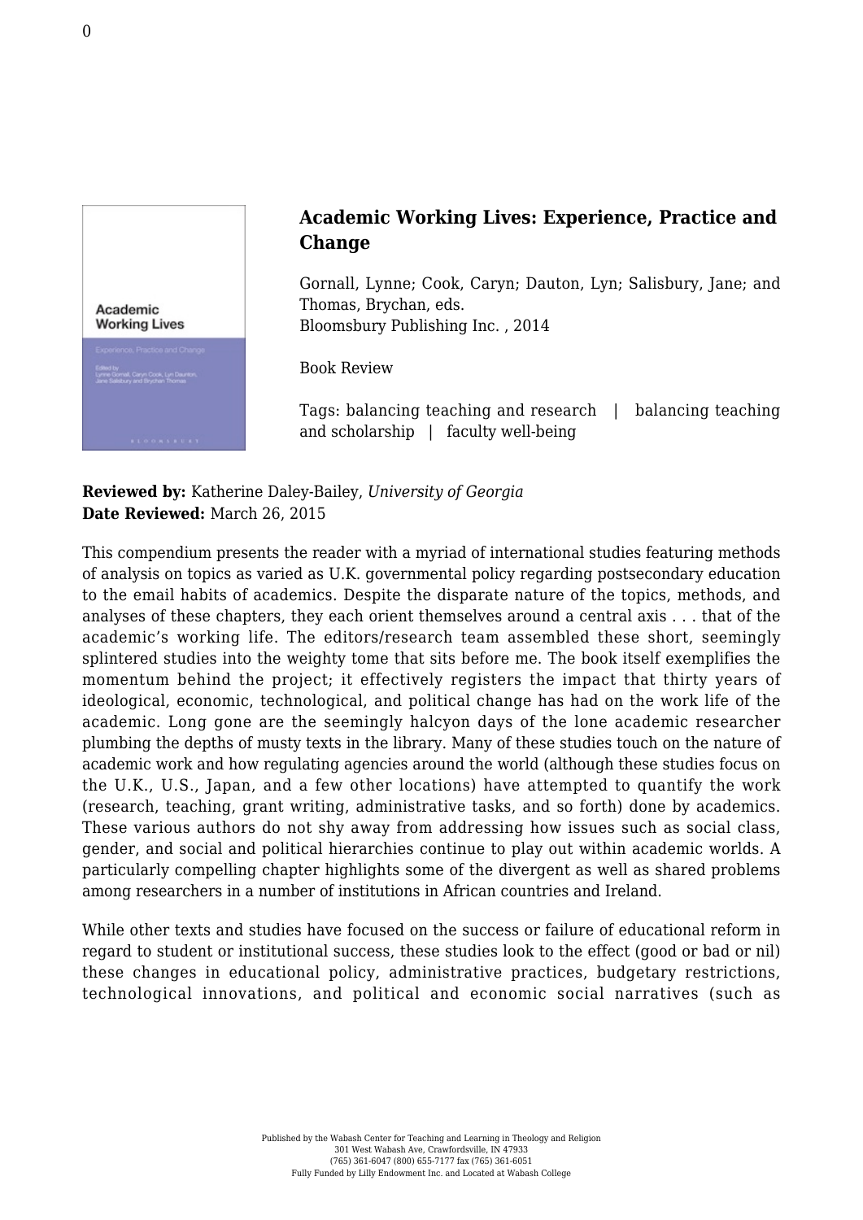# Academic Working Lives: Experience, Practice and Change

Gornall, Lynne; Cook, Caryn; Dauton, Lyn; Salisbury, Jane; and Thomas, Brychan, eds.
Bloomsbury Publishing Inc. , 2014

Book Review

Tags: balancing teaching and research | balancing teaching and scholarship | faculty well-being

**Reviewed by:** Katherine Daley-Bailey, *University of Georgia*
**Date Reviewed:** March 26, 2015

This compendium presents the reader with a myriad of international studies featuring methods of analysis on topics as varied as U.K. governmental policy regarding postsecondary education to the email habits of academics. Despite the disparate nature of the topics, methods, and analyses of these chapters, they each orient themselves around a central axis . . . that of the academic's working life. The editors/research team assembled these short, seemingly splintered studies into the weighty tome that sits before me. The book itself exemplifies the momentum behind the project; it effectively registers the impact that thirty years of ideological, economic, technological, and political change has had on the work life of the academic. Long gone are the seemingly halcyon days of the lone academic researcher plumbing the depths of musty texts in the library. Many of these studies touch on the nature of academic work and how regulating agencies around the world (although these studies focus on the U.K., U.S., Japan, and a few other locations) have attempted to quantify the work (research, teaching, grant writing, administrative tasks, and so forth) done by academics. These various authors do not shy away from addressing how issues such as social class, gender, and social and political hierarchies continue to play out within academic worlds. A particularly compelling chapter highlights some of the divergent as well as shared problems among researchers in a number of institutions in African countries and Ireland.

While other texts and studies have focused on the success or failure of educational reform in regard to student or institutional success, these studies look to the effect (good or bad or nil) these changes in educational policy, administrative practices, budgetary restrictions, technological innovations, and political and economic social narratives (such as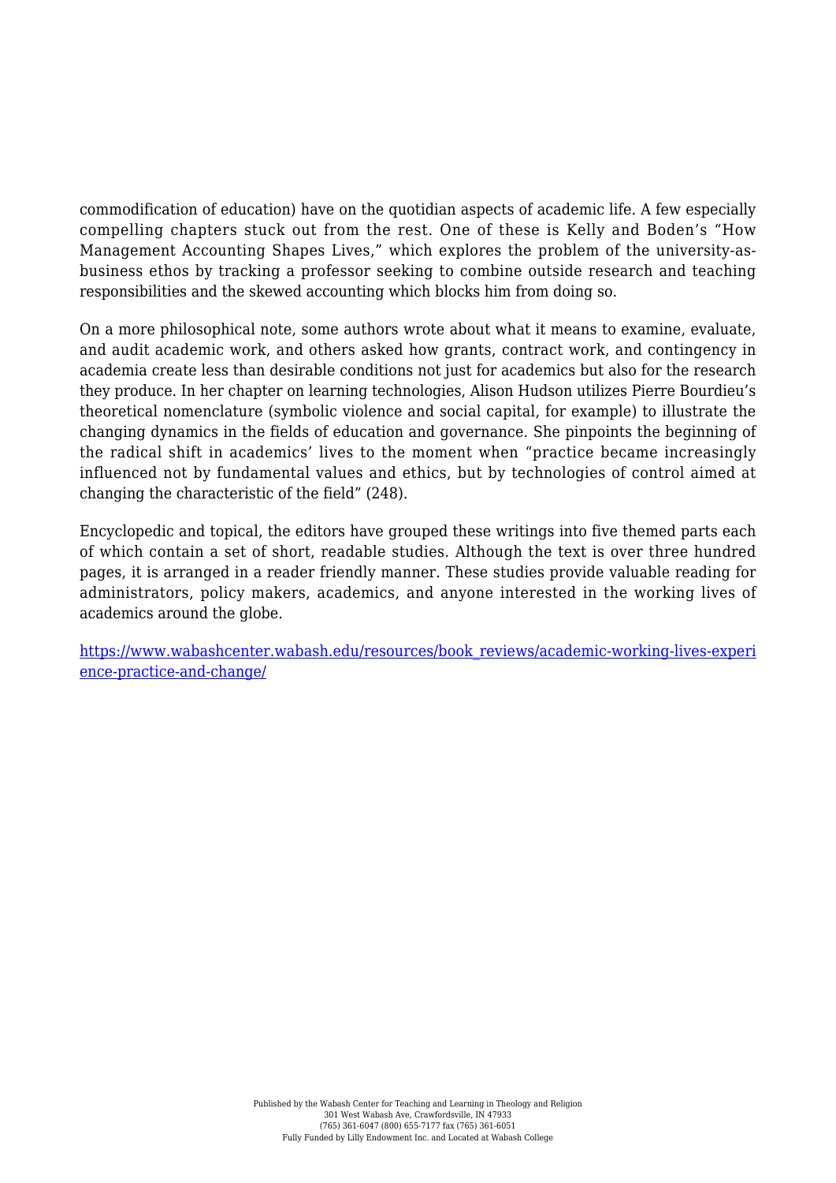commodification of education) have on the quotidian aspects of academic life. A few especially compelling chapters stuck out from the rest. One of these is Kelly and Boden's "How Management Accounting Shapes Lives," which explores the problem of the university-as-business ethos by tracking a professor seeking to combine outside research and teaching responsibilities and the skewed accounting which blocks him from doing so.

On a more philosophical note, some authors wrote about what it means to examine, evaluate, and audit academic work, and others asked how grants, contract work, and contingency in academia create less than desirable conditions not just for academics but also for the research they produce. In her chapter on learning technologies, Alison Hudson utilizes Pierre Bourdieu's theoretical nomenclature (symbolic violence and social capital, for example) to illustrate the changing dynamics in the fields of education and governance. She pinpoints the beginning of the radical shift in academics' lives to the moment when "practice became increasingly influenced not by fundamental values and ethics, but by technologies of control aimed at changing the characteristic of the field" (248).

Encyclopedic and topical, the editors have grouped these writings into five themed parts each of which contain a set of short, readable studies. Although the text is over three hundred pages, it is arranged in a reader friendly manner. These studies provide valuable reading for administrators, policy makers, academics, and anyone interested in the working lives of academics around the globe.

[https://www.wabashcenter.wabash.edu/resources/book_reviews/academic-working-lives-experience-practice-and-change/](https://www.wabashcenter.wabash.edu/resources/book_reviews/academic-working-lives-experience-practice-and-change/)

Published by the Wabash Center for Teaching and Learning in Theology and Religion
301 West Wabash Ave, Crawfordsville, IN 47933
(765) 361-6047 (800) 655-7177 fax (765) 361-6051
Fully Funded by Lilly Endowment Inc. and Located at Wabash College